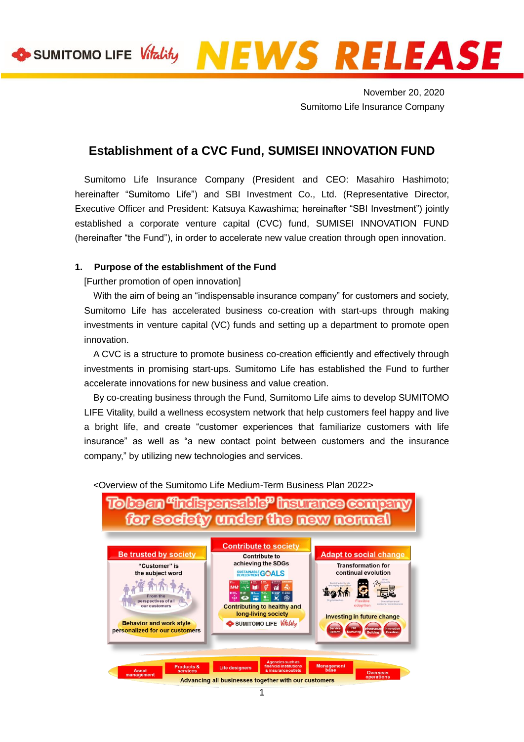SUMITOMO LIFE Vitality **NEWS RELEASE**

November 20, 2020
Sumitomo Life Insurance Company

# Establishment of a CVC Fund, SUMISEI INNOVATION FUND

Sumitomo Life Insurance Company (President and CEO: Masahiro Hashimoto; hereinafter "Sumitomo Life") and SBI Investment Co., Ltd. (Representative Director, Executive Officer and President: Katsuya Kawashima; hereinafter "SBI Investment") jointly established a corporate venture capital (CVC) fund, SUMISEI INNOVATION FUND (hereinafter "the Fund"), in order to accelerate new value creation through open innovation.

## 1. Purpose of the establishment of the Fund

[Further promotion of open innovation]

With the aim of being an "indispensable insurance company" for customers and society, Sumitomo Life has accelerated business co-creation with start-ups through making investments in venture capital (VC) funds and setting up a department to promote open innovation.

A CVC is a structure to promote business co-creation efficiently and effectively through investments in promising start-ups. Sumitomo Life has established the Fund to further accelerate innovations for new business and value creation.

By co-creating business through the Fund, Sumitomo Life aims to develop SUMITOMO LIFE Vitality, build a wellness ecosystem network that help customers feel happy and live a bright life, and create "customer experiences that familiarize customers with life insurance" as well as "a new contact point between customers and the insurance company," by utilizing new technologies and services.

<Overview of the Sumitomo Life Medium-Term Business Plan 2022>

To be an "indispensable" insurance company for society under the new normal

**Be trusted by society**
"Customer" is the subject word
From the perspectives of all our customers
Behavior and work style personalized for our customers

**Contribute to society**
Contribute to achieving the SDGs
SUSTAINABLE DEVELOPMENT GOALS
Contributing to healthy and long-living society
SUMITOMO LIFE Vitality

**Adapt to social change**
Transformation for continual evolution
Flexible adoption
Investing in future change
Service Reform | HR Nurturing | Infrastructure Building | Innovation Creation

Asset management | Products & services | Life designers | Agencies such as financial institutions & insurance outlets | Management base | Overseas operations

Advancing all businesses together with our customers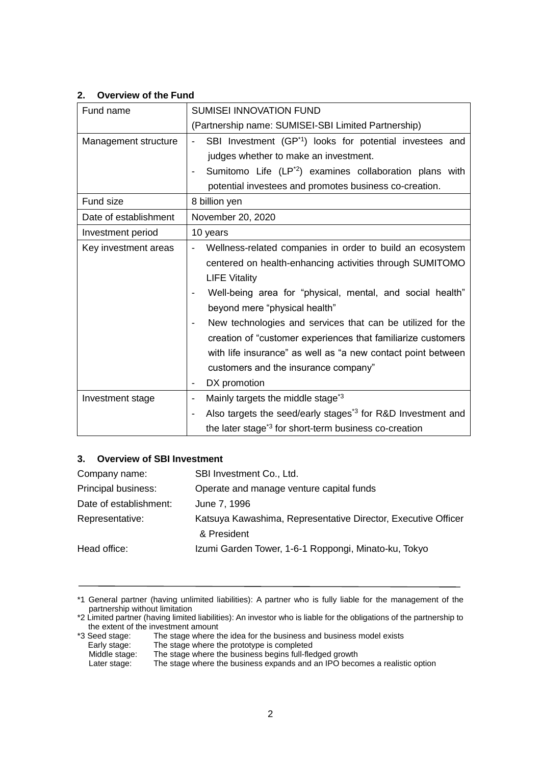## 2. Overview of the Fund

| | |
|---|---|
| Fund name | SUMISEI INNOVATION FUND<br>(Partnership name: SUMISEI-SBI Limited Partnership) |
| Management structure | - SBI Investment (GP[*1]) looks for potential investees and judges whether to make an investment.<br>- Sumitomo Life (LP[*2]) examines collaboration plans with potential investees and promotes business co-creation. |
| Fund size | 8 billion yen |
| Date of establishment | November 20, 2020 |
| Investment period | 10 years |
| Key investment areas | - Wellness-related companies in order to build an ecosystem centered on health-enhancing activities through SUMITOMO LIFE Vitality<br>- Well-being area for “physical, mental, and social health” beyond mere “physical health”<br>- New technologies and services that can be utilized for the creation of “customer experiences that familiarize customers with life insurance” as well as “a new contact point between customers and the insurance company”<br>- DX promotion |
| Investment stage | - Mainly targets the middle stage[*3]<br>- Also targets the seed/early stages[*3] for R&D Investment and the later stage[*3] for short-term business co-creation |

## 3. Overview of SBI Investment

| | |
|---|---|
| Company name: | SBI Investment Co., Ltd. |
| Principal business: | Operate and manage venture capital funds |
| Date of establishment: | June 7, 1996 |
| Representative: | Katsuya Kawashima, Representative Director, Executive Officer & President |
| Head office: | Izumi Garden Tower, 1-6-1 Roppongi, Minato-ku, Tokyo |

---

*1 General partner (having unlimited liabilities): A partner who is fully liable for the management of the partnership without limitation

*2 Limited partner (having limited liabilities): An investor who is liable for the obligations of the partnership to the extent of the investment amount

*3 Seed stage: The stage where the idea for the business and business model exists
Early stage: The stage where the prototype is completed
Middle stage: The stage where the business begins full-fledged growth
Later stage: The stage where the business expands and an IPO becomes a realistic option